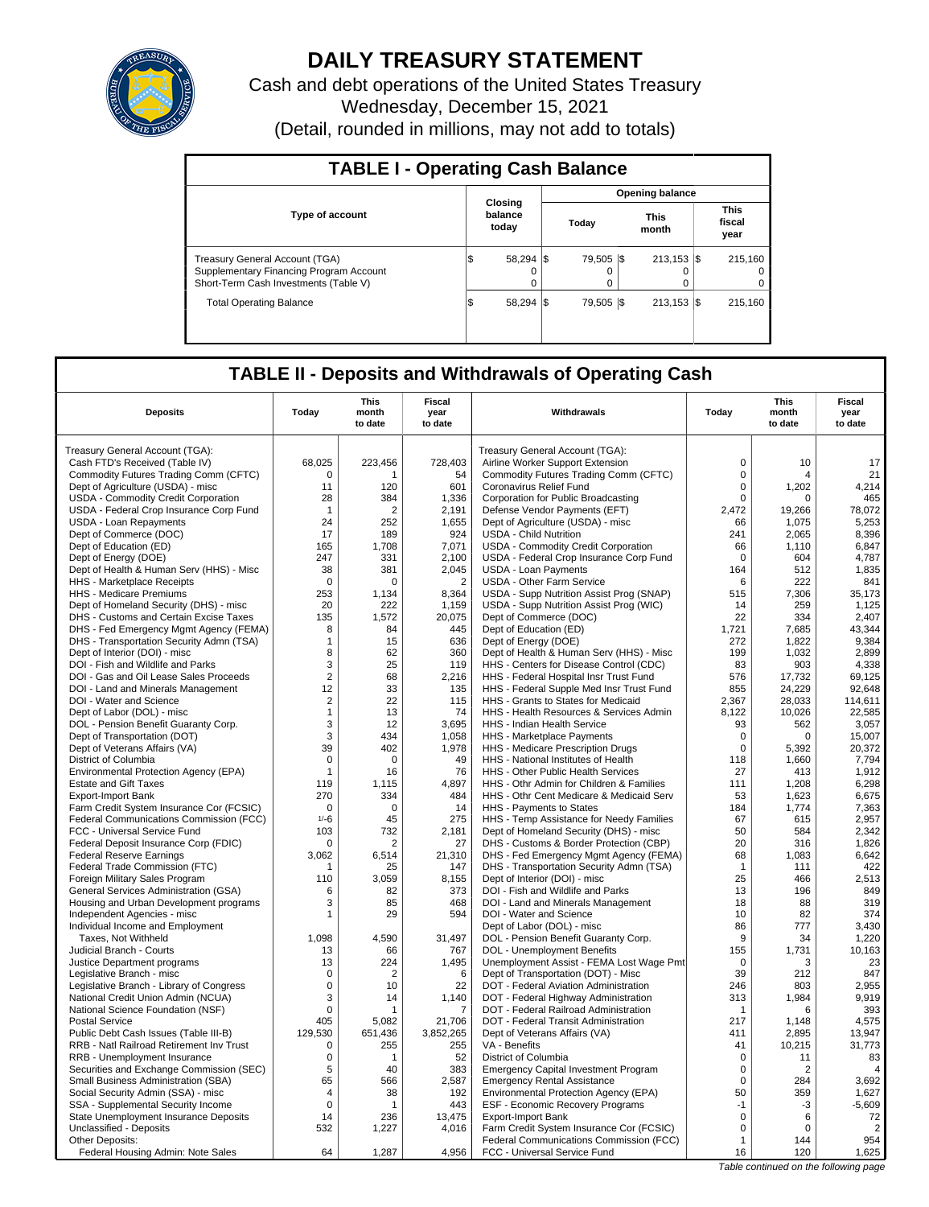# DAILY TREASURY STATEMENT

Cash and debt operations of the United States Treasury

Wednesday, December 15, 2021

(Detail, rounded in millions, may not add to totals)

## TABLE I - Operating Cash Balance

| Type of account | Closing balance today | Opening balance Today | Opening balance This month | Opening balance This fiscal year |
|---|---|---|---|---|
| Treasury General Account (TGA) | $ 58,294 | $ 79,505 | $ 213,153 | $ 215,160 |
| Supplementary Financing Program Account | 0 | 0 | 0 | 0 |
| Short-Term Cash Investments (Table V) | 0 | 0 | 0 | 0 |
| Total Operating Balance | $ 58,294 | $ 79,505 | $ 213,153 | $ 215,160 |

## TABLE II - Deposits and Withdrawals of Operating Cash

| Deposits | Today | This month to date | Fiscal year to date | Withdrawals | Today | This month to date | Fiscal year to date |
|---|---|---|---|---|---|---|---|
| Treasury General Account (TGA): | | | | Treasury General Account (TGA): | | | |
| Cash FTD's Received (Table IV) | 68,025 | 223,456 | 728,403 | Airline Worker Support Extension | 0 | 10 | 17 |
| Commodity Futures Trading Comm (CFTC) | 0 | 1 | 54 | Commodity Futures Trading Comm (CFTC) | 0 | 4 | 21 |
| Dept of Agriculture (USDA) - misc | 11 | 120 | 601 | Coronavirus Relief Fund | 0 | 1,202 | 4,214 |
| USDA - Commodity Credit Corporation | 28 | 384 | 1,336 | Corporation for Public Broadcasting | 0 | 0 | 465 |
| USDA - Federal Crop Insurance Corp Fund | 1 | 2 | 2,191 | Defense Vendor Payments (EFT) | 2,472 | 19,266 | 78,072 |
| USDA - Loan Repayments | 24 | 252 | 1,655 | Dept of Agriculture (USDA) - misc | 66 | 1,075 | 5,253 |
| Dept of Commerce (DOC) | 17 | 189 | 924 | USDA - Child Nutrition | 241 | 2,065 | 8,396 |
| Dept of Education (ED) | 165 | 1,708 | 7,071 | USDA - Commodity Credit Corporation | 66 | 1,110 | 6,847 |
| Dept of Energy (DOE) | 247 | 331 | 2,100 | USDA - Federal Crop Insurance Corp Fund | 0 | 604 | 4,787 |
| Dept of Health & Human Serv (HHS) - Misc | 38 | 381 | 2,045 | USDA - Loan Payments | 164 | 512 | 1,835 |
| HHS - Marketplace Receipts | 0 | 0 | 2 | USDA - Other Farm Service | 6 | 222 | 841 |
| HHS - Medicare Premiums | 253 | 1,134 | 8,364 | USDA - Supp Nutrition Assist Prog (SNAP) | 515 | 7,306 | 35,173 |
| Dept of Homeland Security (DHS) - misc | 20 | 222 | 1,159 | USDA - Supp Nutrition Assist Prog (WIC) | 14 | 259 | 1,125 |
| DHS - Customs and Certain Excise Taxes | 135 | 1,572 | 20,075 | Dept of Commerce (DOC) | 22 | 334 | 2,407 |
| DHS - Fed Emergency Mgmt Agency (FEMA) | 8 | 84 | 445 | Dept of Education (ED) | 1,721 | 7,685 | 43,344 |
| DHS - Transportation Security Admn (TSA) | 1 | 15 | 636 | Dept of Energy (DOE) | 272 | 1,822 | 9,384 |
| Dept of Interior (DOI) - misc | 8 | 62 | 360 | Dept of Health & Human Serv (HHS) - Misc | 199 | 1,032 | 2,899 |
| DOI - Fish and Wildlife and Parks | 3 | 25 | 119 | HHS - Centers for Disease Control (CDC) | 83 | 903 | 4,338 |
| DOI - Gas and Oil Lease Sales Proceeds | 2 | 68 | 2,216 | HHS - Federal Hospital Insr Trust Fund | 576 | 17,732 | 69,125 |
| DOI - Land and Minerals Management | 12 | 33 | 135 | HHS - Federal Supple Med Insr Trust Fund | 855 | 24,229 | 92,648 |
| DOI - Water and Science | 2 | 22 | 115 | HHS - Grants to States for Medicaid | 2,367 | 28,033 | 114,611 |
| Dept of Labor (DOL) - misc | 1 | 13 | 74 | HHS - Health Resources & Services Admin | 8,122 | 10,026 | 22,585 |
| DOL - Pension Benefit Guaranty Corp. | 3 | 12 | 3,695 | HHS - Indian Health Service | 93 | 562 | 3,057 |
| Dept of Transportation (DOT) | 3 | 434 | 1,058 | HHS - Marketplace Payments | 0 | 0 | 15,007 |
| Dept of Veterans Affairs (VA) | 39 | 402 | 1,978 | HHS - Medicare Prescription Drugs | 0 | 5,392 | 20,372 |
| District of Columbia | 0 | 0 | 49 | HHS - National Institutes of Health | 118 | 1,660 | 7,794 |
| Environmental Protection Agency (EPA) | 1 | 16 | 76 | HHS - Other Public Health Services | 27 | 413 | 1,912 |
| Estate and Gift Taxes | 119 | 1,115 | 4,897 | HHS - Othr Admin for Children & Families | 111 | 1,208 | 6,298 |
| Export-Import Bank | 270 | 334 | 484 | HHS - Othr Cent Medicare & Medicaid Serv | 53 | 1,623 | 6,675 |
| Farm Credit System Insurance Cor (FCSIC) | 0 | 0 | 14 | HHS - Payments to States | 184 | 1,774 | 7,363 |
| Federal Communications Commission (FCC) | 1/-6 | 45 | 275 | HHS - Temp Assistance for Needy Families | 67 | 615 | 2,957 |
| FCC - Universal Service Fund | 103 | 732 | 2,181 | Dept of Homeland Security (DHS) - misc | 50 | 584 | 2,342 |
| Federal Deposit Insurance Corp (FDIC) | 0 | 2 | 27 | DHS - Customs & Border Protection (CBP) | 20 | 316 | 1,826 |
| Federal Reserve Earnings | 3,062 | 6,514 | 21,310 | DHS - Fed Emergency Mgmt Agency (FEMA) | 68 | 1,083 | 6,642 |
| Federal Trade Commission (FTC) | 1 | 25 | 147 | DHS - Transportation Security Admn (TSA) | 1 | 111 | 422 |
| Foreign Military Sales Program | 110 | 3,059 | 8,155 | Dept of Interior (DOI) - misc | 25 | 466 | 2,513 |
| General Services Administration (GSA) | 6 | 82 | 373 | DOI - Fish and Wildlife and Parks | 13 | 196 | 849 |
| Housing and Urban Development programs | 3 | 85 | 468 | DOI - Land and Minerals Management | 18 | 88 | 319 |
| Independent Agencies - misc | 1 | 29 | 594 | DOI - Water and Science | 10 | 82 | 374 |
| Individual Income and Employment | | | | Dept of Labor (DOL) - misc | 86 | 777 | 3,430 |
| Taxes, Not Withheld | 1,098 | 4,590 | 31,497 | DOL - Pension Benefit Guaranty Corp. | 9 | 34 | 1,220 |
| Judicial Branch - Courts | 13 | 66 | 767 | DOL - Unemployment Benefits | 155 | 1,731 | 10,163 |
| Justice Department programs | 13 | 224 | 1,495 | Unemployment Assist - FEMA Lost Wage Pmt | 0 | 3 | 23 |
| Legislative Branch - misc | 0 | 2 | 6 | Dept of Transportation (DOT) - Misc | 39 | 212 | 847 |
| Legislative Branch - Library of Congress | 0 | 10 | 22 | DOT - Federal Aviation Administration | 246 | 803 | 2,955 |
| National Credit Union Admin (NCUA) | 3 | 14 | 1,140 | DOT - Federal Highway Administration | 313 | 1,984 | 9,919 |
| National Science Foundation (NSF) | 0 | 1 | 7 | DOT - Federal Railroad Administration | 1 | 6 | 393 |
| Postal Service | 405 | 5,082 | 21,706 | DOT - Federal Transit Administration | 217 | 1,148 | 4,575 |
| Public Debt Cash Issues (Table III-B) | 129,530 | 651,436 | 3,852,265 | Dept of Veterans Affairs (VA) | 411 | 2,895 | 13,947 |
| RRB - Natl Railroad Retirement Inv Trust | 0 | 255 | 255 | VA - Benefits | 41 | 10,215 | 31,773 |
| RRB - Unemployment Insurance | 0 | 1 | 52 | District of Columbia | 0 | 11 | 83 |
| Securities and Exchange Commission (SEC) | 5 | 40 | 383 | Emergency Capital Investment Program | 0 | 2 | 4 |
| Small Business Administration (SBA) | 65 | 566 | 2,587 | Emergency Rental Assistance | 0 | 284 | 3,692 |
| Social Security Admin (SSA) - misc | 4 | 38 | 192 | Environmental Protection Agency (EPA) | 50 | 359 | 1,627 |
| SSA - Supplemental Security Income | 0 | 1 | 443 | ESF - Economic Recovery Programs | -1 | -3 | -5,609 |
| State Unemployment Insurance Deposits | 14 | 236 | 13,475 | Export-Import Bank | 0 | 6 | 72 |
| Unclassified - Deposits | 532 | 1,227 | 4,016 | Farm Credit System Insurance Cor (FCSIC) | 0 | 0 | 2 |
| Other Deposits: | | | | Federal Communications Commission (FCC) | 1 | 144 | 954 |
| Federal Housing Admin: Note Sales | 64 | 1,287 | 4,956 | FCC - Universal Service Fund | 16 | 120 | 1,625 |

*Table continued on the following page*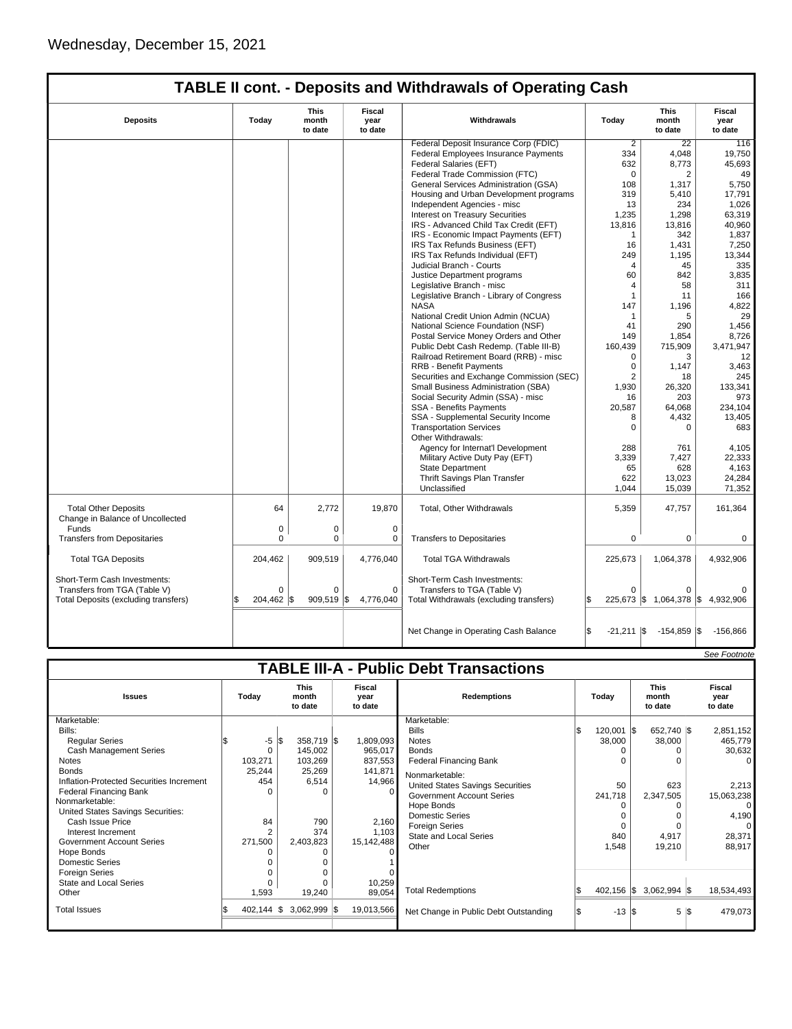Wednesday, December 15, 2021

## TABLE II cont. - Deposits and Withdrawals of Operating Cash

| Deposits | Today | This month to date | Fiscal year to date | Withdrawals | Today | This month to date | Fiscal year to date |
|---|---|---|---|---|---|---|---|
| | | | | Federal Deposit Insurance Corp (FDIC) | 2 | 22 | 116 |
| | | | | Federal Employees Insurance Payments | 334 | 4,048 | 19,750 |
| | | | | Federal Salaries (EFT) | 632 | 8,773 | 45,693 |
| | | | | Federal Trade Commission (FTC) | 0 | 2 | 49 |
| | | | | General Services Administration (GSA) | 108 | 1,317 | 5,750 |
| | | | | Housing and Urban Development programs | 319 | 5,410 | 17,791 |
| | | | | Independent Agencies - misc | 13 | 234 | 1,026 |
| | | | | Interest on Treasury Securities | 1,235 | 1,298 | 63,319 |
| | | | | IRS - Advanced Child Tax Credit (EFT) | 13,816 | 13,816 | 40,960 |
| | | | | IRS - Economic Impact Payments (EFT) | 1 | 342 | 1,837 |
| | | | | IRS Tax Refunds Business (EFT) | 16 | 1,431 | 7,250 |
| | | | | IRS Tax Refunds Individual (EFT) | 249 | 1,195 | 13,344 |
| | | | | Judicial Branch - Courts | 4 | 45 | 335 |
| | | | | Justice Department programs | 60 | 842 | 3,835 |
| | | | | Legislative Branch - misc | 4 | 58 | 311 |
| | | | | Legislative Branch - Library of Congress | 1 | 11 | 166 |
| | | | | NASA | 147 | 1,196 | 4,822 |
| | | | | National Credit Union Admin (NCUA) | 1 | 5 | 29 |
| | | | | National Science Foundation (NSF) | 41 | 290 | 1,456 |
| | | | | Postal Service Money Orders and Other | 149 | 1,854 | 8,726 |
| | | | | Public Debt Cash Redemp. (Table III-B) | 160,439 | 715,909 | 3,471,947 |
| | | | | Railroad Retirement Board (RRB) - misc | 0 | 3 | 12 |
| | | | | RRB - Benefit Payments | 0 | 1,147 | 3,463 |
| | | | | Securities and Exchange Commission (SEC) | 2 | 18 | 245 |
| | | | | Small Business Administration (SBA) | 1,930 | 26,320 | 133,341 |
| | | | | Social Security Admin (SSA) - misc | 16 | 203 | 973 |
| | | | | SSA - Benefits Payments | 20,587 | 64,068 | 234,104 |
| | | | | SSA - Supplemental Security Income | 8 | 4,432 | 13,405 |
| | | | | Transportation Services | 0 | 0 | 683 |
| | | | | Other Withdrawals: | | | |
| | | | | Agency for Internat'l Development | 288 | 761 | 4,105 |
| | | | | Military Active Duty Pay (EFT) | 3,339 | 7,427 | 22,333 |
| | | | | State Department | 65 | 628 | 4,163 |
| | | | | Thrift Savings Plan Transfer | 622 | 13,023 | 24,284 |
| | | | | Unclassified | 1,044 | 15,039 | 71,352 |
| Total Other Deposits | 64 | 2,772 | 19,870 | Total, Other Withdrawals | 5,359 | 47,757 | 161,364 |
| Change in Balance of Uncollected Funds | 0 | 0 | 0 | | | | |
| Transfers from Depositaries | 0 | 0 | 0 | Transfers to Depositaries | 0 | 0 | 0 |
| Total TGA Deposits | 204,462 | 909,519 | 4,776,040 | Total TGA Withdrawals | 225,673 | 1,064,378 | 4,932,906 |
| Short-Term Cash Investments: | | | | Short-Term Cash Investments: | | | |
| Transfers from TGA (Table V) | 0 | 0 | 0 | Transfers to TGA (Table V) | 0 | 0 | 0 |
| Total Deposits (excluding transfers) | $ 204,462 | $ 909,519 | $ 4,776,040 | Total Withdrawals (excluding transfers) | $ 225,673 | $ 1,064,378 | $ 4,932,906 |
| | | | | Net Change in Operating Cash Balance | $ -21,211 | $ -154,859 | $ -156,866 |

*See Footnote*

## TABLE III-A - Public Debt Transactions

| Issues | Today | This month to date | Fiscal year to date | Redemptions | Today | This month to date | Fiscal year to date |
|---|---|---|---|---|---|---|---|
| Marketable: | | | | Marketable: | | | |
| Bills: | | | | Bills | $ 120,001 | $ 652,740 | $ 2,851,152 |
| Regular Series | $ -5 | $ 358,719 | $ 1,809,093 | Notes | 38,000 | 38,000 | 465,779 |
| Cash Management Series | 0 | 145,002 | 965,017 | Bonds | 0 | 0 | 30,632 |
| Notes | 103,271 | 103,269 | 837,553 | Federal Financing Bank | 0 | 0 | 0 |
| Bonds | 25,244 | 25,269 | 141,871 | Nonmarketable: | | | |
| Inflation-Protected Securities Increment | 454 | 6,514 | 14,966 | United States Savings Securities | 50 | 623 | 2,213 |
| Federal Financing Bank | 0 | 0 | 0 | Government Account Series | 241,718 | 2,347,505 | 15,063,238 |
| Nonmarketable: | | | | Hope Bonds | 0 | 0 | 0 |
| United States Savings Securities: | | | | Domestic Series | 0 | 0 | 4,190 |
| Cash Issue Price | 84 | 790 | 2,160 | Foreign Series | 0 | 0 | 0 |
| Interest Increment | 2 | 374 | 1,103 | State and Local Series | 840 | 4,917 | 28,371 |
| Government Account Series | 271,500 | 2,403,823 | 15,142,488 | Other | 1,548 | 19,210 | 88,917 |
| Hope Bonds | 0 | 0 | 0 | | | | |
| Domestic Series | 0 | 0 | 1 | | | | |
| Foreign Series | 0 | 0 | 0 | | | | |
| State and Local Series | 0 | 0 | 10,259 | | | | |
| Other | 1,593 | 19,240 | 89,054 | Total Redemptions | $ 402,156 | $ 3,062,994 | $ 18,534,493 |
| Total Issues | $ 402,144 | $ 3,062,999 | $ 19,013,566 | Net Change in Public Debt Outstanding | $ -13 | $ 5 | $ 479,073 |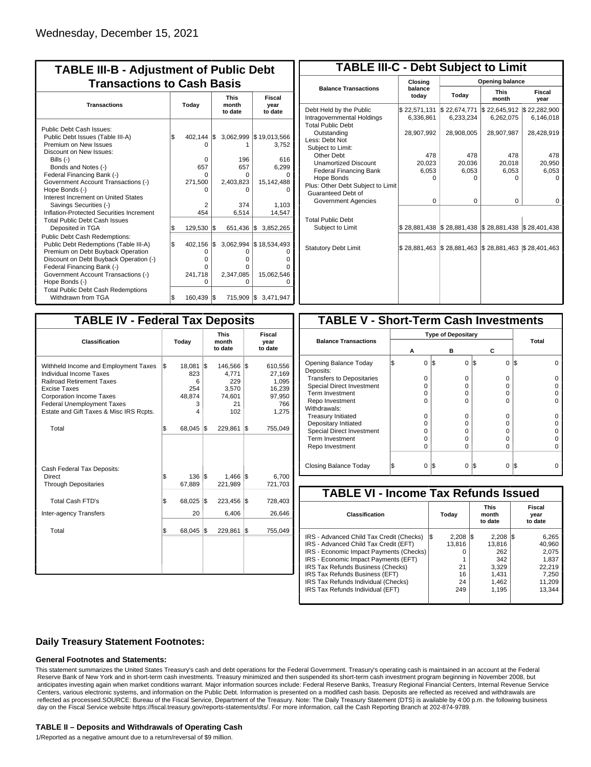Wednesday, December 15, 2021

## TABLE III-B - Adjustment of Public Debt Transactions to Cash Basis

| Transactions | Today | This month to date | Fiscal year to date |
|---|---|---|---|
| Public Debt Cash Issues: | | | |
| Public Debt Issues (Table III-A) | $ 402,144 | $ 3,062,999 | $ 19,013,566 |
| Premium on New Issues | 0 | 1 | 3,752 |
| Discount on New Issues: | | | |
| Bills (-) | 0 | 196 | 616 |
| Bonds and Notes (-) | 657 | 657 | 6,299 |
| Federal Financing Bank (-) | 0 | 0 | 0 |
| Government Account Transactions (-) | 271,500 | 2,403,823 | 15,142,488 |
| Hope Bonds (-) | 0 | 0 | 0 |
| Interest Increment on United States Savings Securities (-) | 2 | 374 | 1,103 |
| Inflation-Protected Securities Increment | 454 | 6,514 | 14,547 |
| Total Public Debt Cash Issues Deposited in TGA | $ 129,530 | $ 651,436 | $ 3,852,265 |
| Public Debt Cash Redemptions: | | | |
| Public Debt Redemptions (Table III-A) | $ 402,156 | $ 3,062,994 | $ 18,534,493 |
| Premium on Debt Buyback Operation | 0 | 0 | 0 |
| Discount on Debt Buyback Operation (-) | 0 | 0 | 0 |
| Federal Financing Bank (-) | 0 | 0 | 0 |
| Government Account Transactions (-) | 241,718 | 2,347,085 | 15,062,546 |
| Hope Bonds (-) | 0 | 0 | 0 |
| Total Public Debt Cash Redemptions Withdrawn from TGA | $ 160,439 | $ 715,909 | $ 3,471,947 |

## TABLE III-C - Debt Subject to Limit

| Balance Transactions | Closing balance today | Opening balance Today | Opening balance This month | Opening balance Fiscal year |
|---|---|---|---|---|
| Debt Held by the Public | $ 22,571,131 | $ 22,674,771 | $ 22,645,912 | $ 22,282,900 |
| Intragovernmental Holdings | 6,336,861 | 6,233,234 | 6,262,075 | 6,146,018 |
| Total Public Debt Outstanding | 28,907,992 | 28,908,005 | 28,907,987 | 28,428,919 |
| Less: Debt Not Subject to Limit: | | | | |
| Other Debt | 478 | 478 | 478 | 478 |
| Unamortized Discount | 20,023 | 20,036 | 20,018 | 20,950 |
| Federal Financing Bank | 6,053 | 6,053 | 6,053 | 6,053 |
| Hope Bonds | 0 | 0 | 0 | 0 |
| Plus: Other Debt Subject to Limit Guaranteed Debt of Government Agencies | 0 | 0 | 0 | 0 |
| Total Public Debt Subject to Limit | $ 28,881,438 | $ 28,881,438 | $ 28,881,438 | $ 28,401,438 |
| Statutory Debt Limit | $ 28,881,463 | $ 28,881,463 | $ 28,881,463 | $ 28,401,463 |

## TABLE IV - Federal Tax Deposits

| Classification | Today | This month to date | Fiscal year to date |
|---|---|---|---|
| Withheld Income and Employment Taxes | $ 18,081 | $ 146,566 | $ 610,556 |
| Individual Income Taxes | 823 | 4,771 | 27,169 |
| Railroad Retirement Taxes | 6 | 229 | 1,095 |
| Excise Taxes | 254 | 3,570 | 16,239 |
| Corporation Income Taxes | 48,874 | 74,601 | 97,950 |
| Federal Unemployment Taxes | 3 | 21 | 766 |
| Estate and Gift Taxes & Misc IRS Rcpts. | 4 | 102 | 1,275 |
| Total | $ 68,045 | $ 229,861 | $ 755,049 |
| Cash Federal Tax Deposits: | | | |
| Direct | $ 136 | $ 1,466 | $ 6,700 |
| Through Depositaries | 67,889 | 221,989 | 721,703 |
| Total Cash FTD's | $ 68,025 | $ 223,456 | $ 728,403 |
| Inter-agency Transfers | 20 | 6,406 | 26,646 |
| Total | $ 68,045 | $ 229,861 | $ 755,049 |

## TABLE V - Short-Term Cash Investments

| Balance Transactions | Type of Depositary A | B | C | Total |
|---|---|---|---|---|
| Opening Balance Today | $ 0 | $ 0 | $ 0 | $ 0 |
| Deposits: | | | | |
| Transfers to Depositaries | 0 | 0 | 0 | 0 |
| Special Direct Investment | 0 | 0 | 0 | 0 |
| Term Investment | 0 | 0 | 0 | 0 |
| Repo Investment | 0 | 0 | 0 | 0 |
| Withdrawals: | | | | |
| Treasury Initiated | 0 | 0 | 0 | 0 |
| Depositary Initiated | 0 | 0 | 0 | 0 |
| Special Direct Investment | 0 | 0 | 0 | 0 |
| Term Investment | 0 | 0 | 0 | 0 |
| Repo Investment | 0 | 0 | 0 | 0 |
| Closing Balance Today | $ 0 | $ 0 | $ 0 | $ 0 |

## TABLE VI - Income Tax Refunds Issued

| Classification | Today | This month to date | Fiscal year to date |
|---|---|---|---|
| IRS - Advanced Child Tax Credit (Checks) | $ 2,208 | $ 2,208 | $ 6,265 |
| IRS - Advanced Child Tax Credit (EFT) | 13,816 | 13,816 | 40,960 |
| IRS - Economic Impact Payments (Checks) | 0 | 262 | 2,075 |
| IRS - Economic Impact Payments (EFT) | 1 | 342 | 1,837 |
| IRS Tax Refunds Business (Checks) | 21 | 3,329 | 22,219 |
| IRS Tax Refunds Business (EFT) | 16 | 1,431 | 7,250 |
| IRS Tax Refunds Individual (Checks) | 24 | 1,462 | 11,209 |
| IRS Tax Refunds Individual (EFT) | 249 | 1,195 | 13,344 |

### Daily Treasury Statement Footnotes:

#### General Footnotes and Statements:

This statement summarizes the United States Treasury's cash and debt operations for the Federal Government. Treasury's operating cash is maintained in an account at the Federal Reserve Bank of New York and in short-term cash investments. Treasury minimized and then suspended its short-term cash investment program beginning in November 2008, but anticipates investing again when market conditions warrant. Major information sources include: Federal Reserve Banks, Treasury Regional Financial Centers, Internal Revenue Service Centers, various electronic systems, and information on the Public Debt. Information is presented on a modified cash basis. Deposits are reflected as received and withdrawals are reflected as processed.SOURCE: Bureau of the Fiscal Service, Department of the Treasury. Note: The Daily Treasury Statement (DTS) is available by 4:00 p.m. the following business day on the Fiscal Service website https://fiscal.treasury.gov/reports-statements/dts/. For more information, call the Cash Reporting Branch at 202-874-9789.

#### TABLE II – Deposits and Withdrawals of Operating Cash

1/Reported as a negative amount due to a return/reversal of $9 million.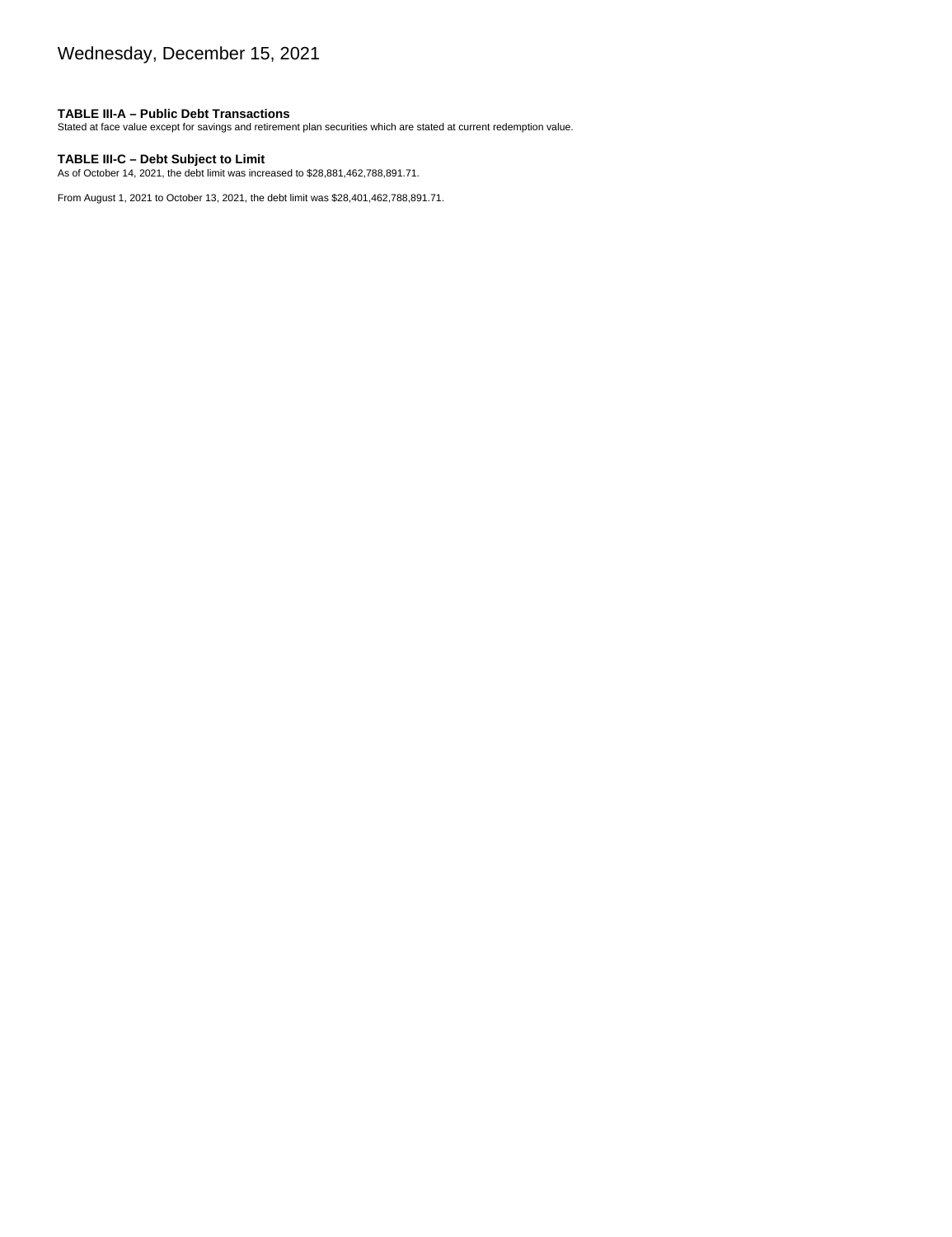Wednesday, December 15, 2021

**TABLE III-A – Public Debt Transactions**

Stated at face value except for savings and retirement plan securities which are stated at current redemption value.

**TABLE III-C – Debt Subject to Limit**

As of October 14, 2021, the debt limit was increased to $28,881,462,788,891.71.

From August 1, 2021 to October 13, 2021, the debt limit was $28,401,462,788,891.71.